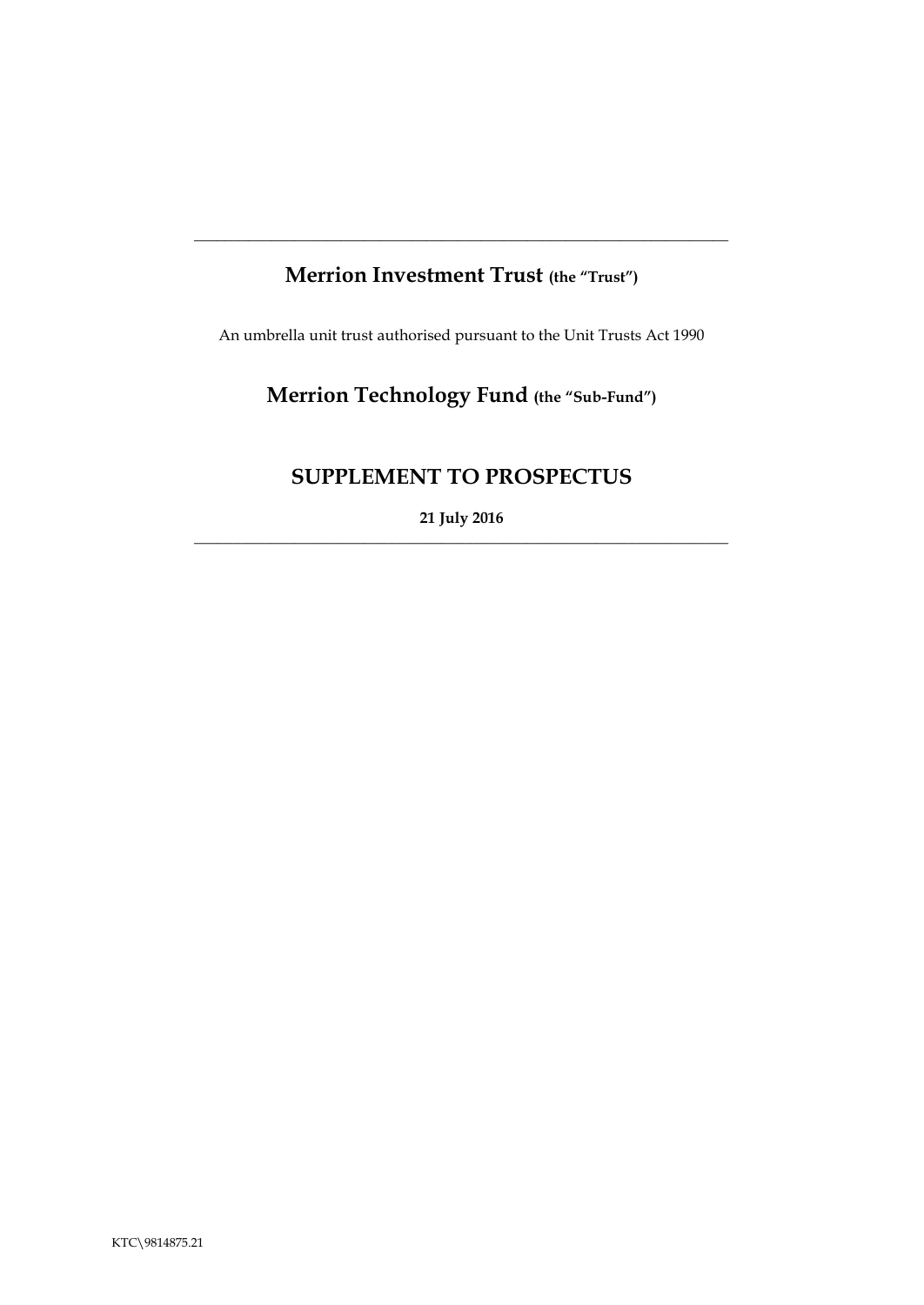---

# Merrion Investment Trust (the "Trust")

An umbrella unit trust authorised pursuant to the Unit Trusts Act 1990

# Merrion Technology Fund (the "Sub-Fund")

## SUPPLEMENT TO PROSPECTUS

**21 July 2016**

---

KTC\9814875.21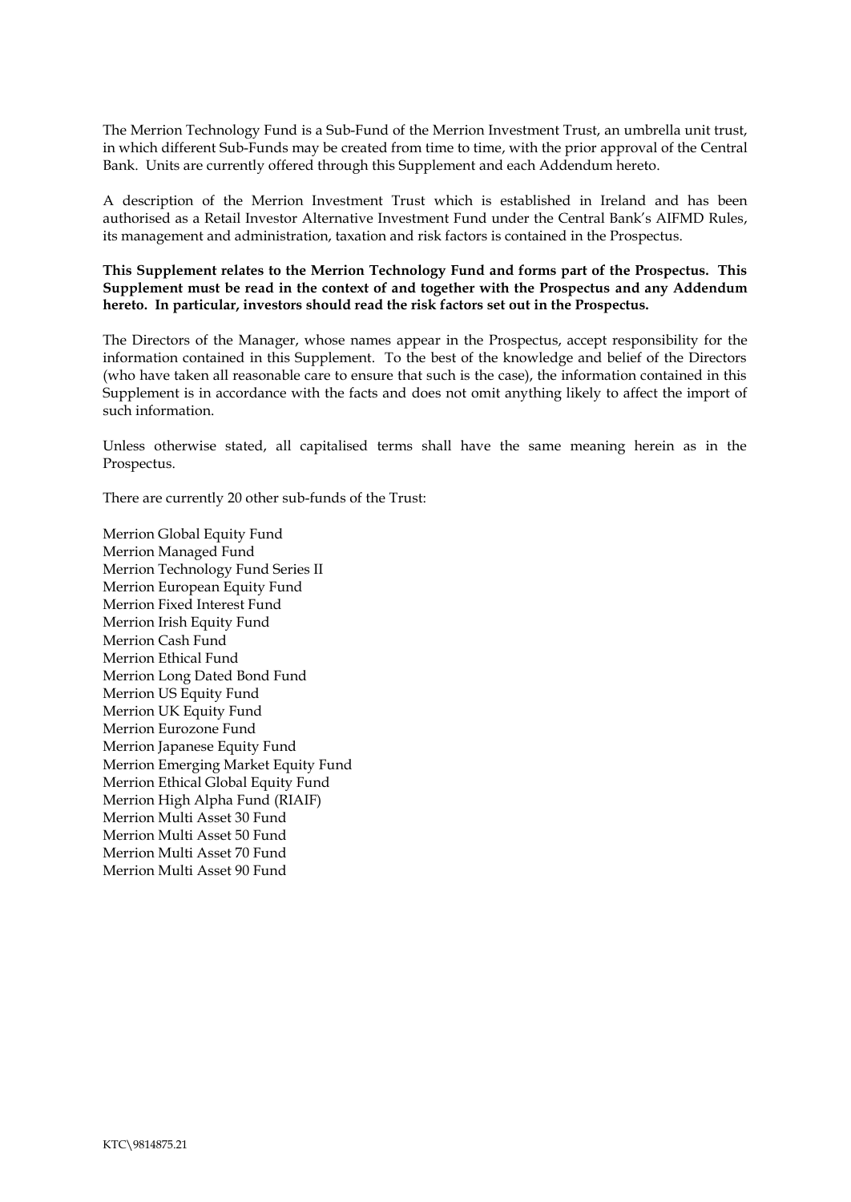The Merrion Technology Fund is a Sub-Fund of the Merrion Investment Trust, an umbrella unit trust, in which different Sub-Funds may be created from time to time, with the prior approval of the Central Bank. Units are currently offered through this Supplement and each Addendum hereto.

A description of the Merrion Investment Trust which is established in Ireland and has been authorised as a Retail Investor Alternative Investment Fund under the Central Bank's AIFMD Rules, its management and administration, taxation and risk factors is contained in the Prospectus.

**This Supplement relates to the Merrion Technology Fund and forms part of the Prospectus. This Supplement must be read in the context of and together with the Prospectus and any Addendum hereto. In particular, investors should read the risk factors set out in the Prospectus.**

The Directors of the Manager, whose names appear in the Prospectus, accept responsibility for the information contained in this Supplement. To the best of the knowledge and belief of the Directors (who have taken all reasonable care to ensure that such is the case), the information contained in this Supplement is in accordance with the facts and does not omit anything likely to affect the import of such information.

Unless otherwise stated, all capitalised terms shall have the same meaning herein as in the Prospectus.

There are currently 20 other sub-funds of the Trust:

Merrion Global Equity Fund
Merrion Managed Fund
Merrion Technology Fund Series II
Merrion European Equity Fund
Merrion Fixed Interest Fund
Merrion Irish Equity Fund
Merrion Cash Fund
Merrion Ethical Fund
Merrion Long Dated Bond Fund
Merrion US Equity Fund
Merrion UK Equity Fund
Merrion Eurozone Fund
Merrion Japanese Equity Fund
Merrion Emerging Market Equity Fund
Merrion Ethical Global Equity Fund
Merrion High Alpha Fund (RIAIF)
Merrion Multi Asset 30 Fund
Merrion Multi Asset 50 Fund
Merrion Multi Asset 70 Fund
Merrion Multi Asset 90 Fund

KTC\9814875.21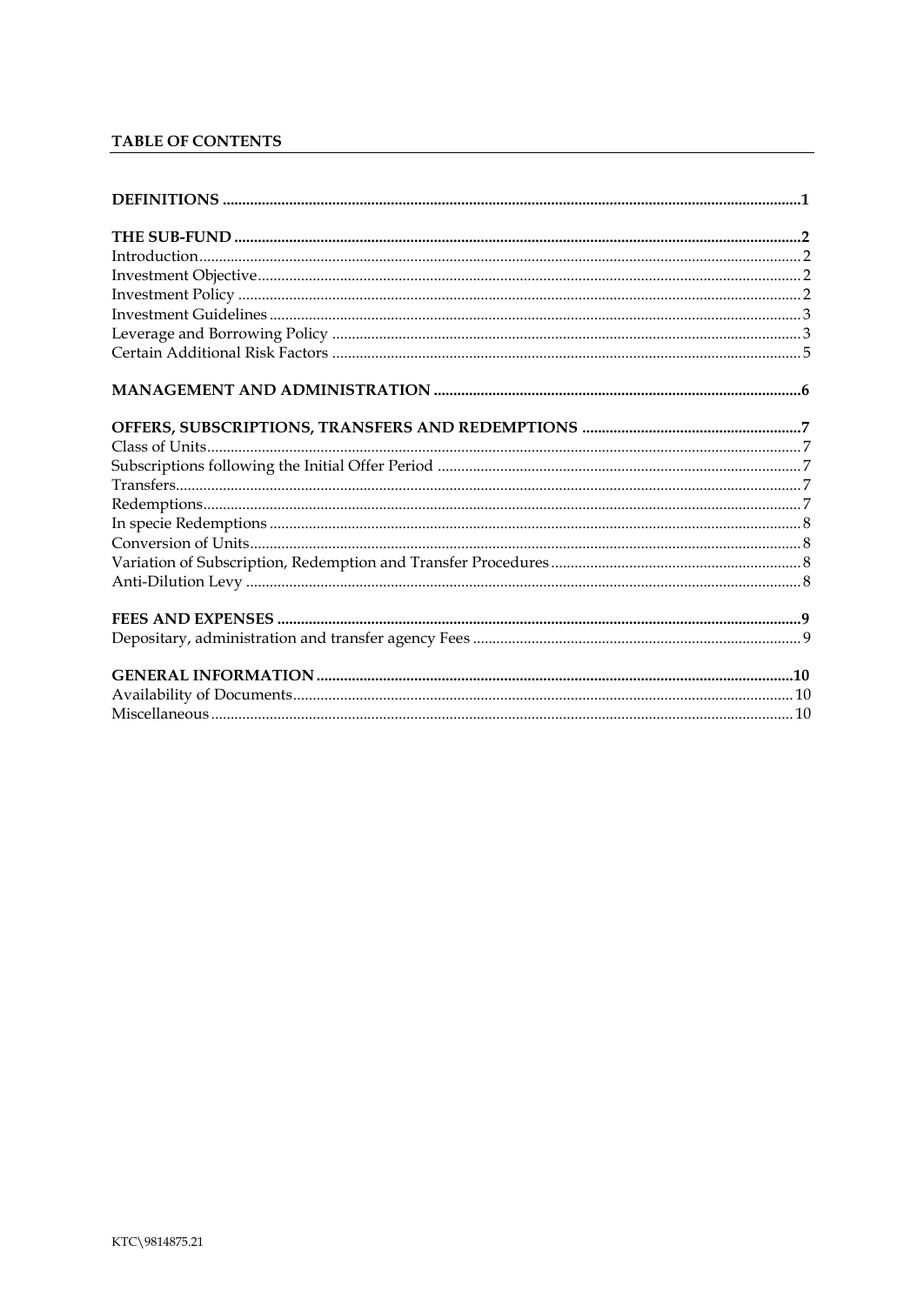**TABLE OF CONTENTS**

**DEFINITIONS** ........................................................................................................................................1

**THE SUB-FUND** .....................................................................................................................................2
Introduction..............................................................................................................................................2
Investment Objective................................................................................................................................2
Investment Policy .....................................................................................................................................2
Investment Guidelines .............................................................................................................................3
Leverage and Borrowing Policy .............................................................................................................3
Certain Additional Risk Factors .............................................................................................................5

**MANAGEMENT AND ADMINISTRATION** .......................................................................................6

**OFFERS, SUBSCRIPTIONS, TRANSFERS AND REDEMPTIONS** ..................................................7
Class of Units.............................................................................................................................................7
Subscriptions following the Initial Offer Period ..................................................................................7
Transfers....................................................................................................................................................7
Redemptions..............................................................................................................................................7
In specie Redemptions .............................................................................................................................8
Conversion of Units..................................................................................................................................8
Variation of Subscription, Redemption and Transfer Procedures......................................................8
Anti-Dilution Levy ...................................................................................................................................8

**FEES AND EXPENSES** .........................................................................................................................9
Depositary, administration and transfer agency Fees ..........................................................................9

**GENERAL INFORMATION** ...............................................................................................................10
Availability of Documents.....................................................................................................................10
Miscellaneous..........................................................................................................................................10

KTC\9814875.21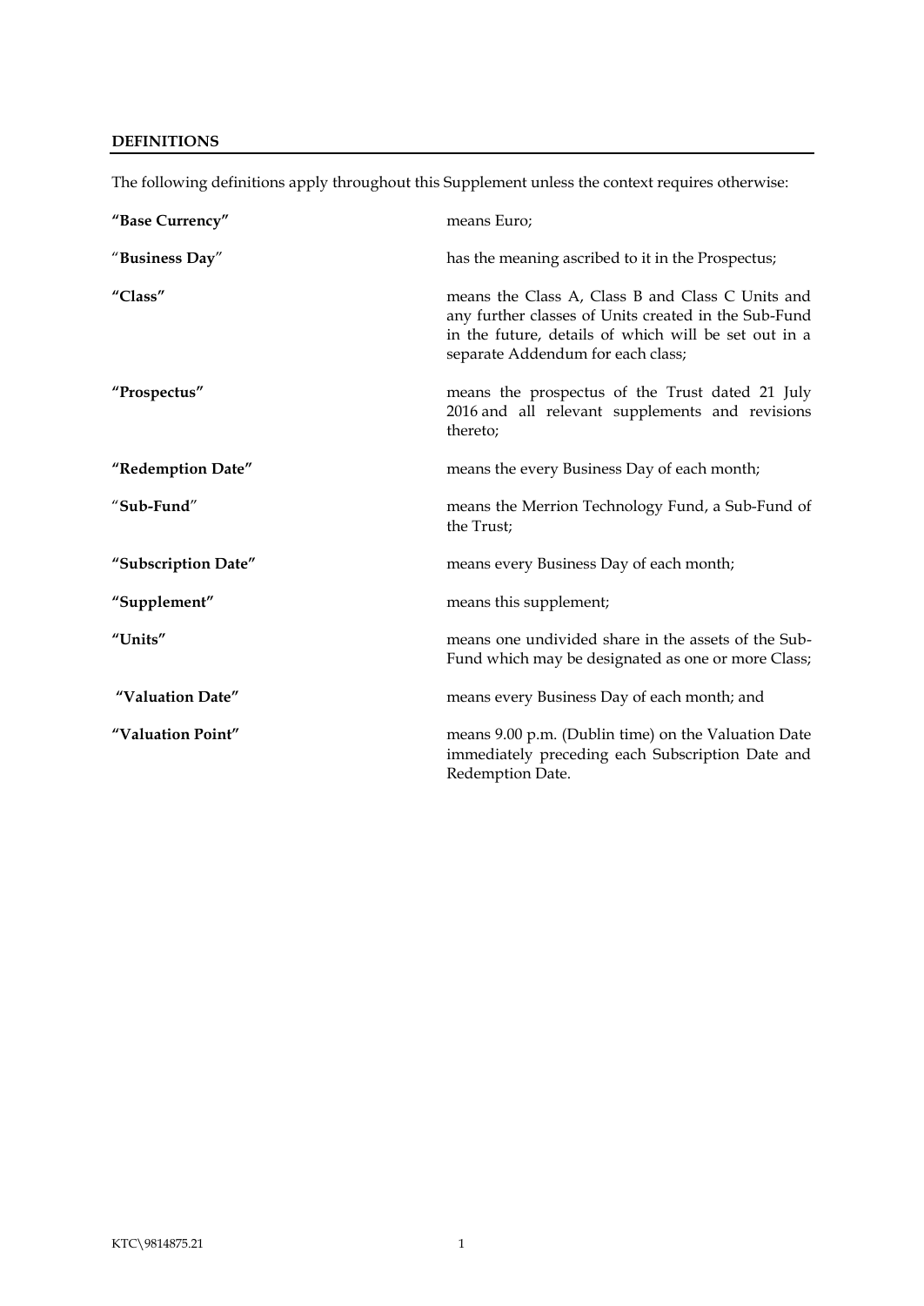**DEFINITIONS**

The following definitions apply throughout this Supplement unless the context requires otherwise:

| | |
|---|---|
| **"Base Currency"** | means Euro; |
| **"Business Day"** | has the meaning ascribed to it in the Prospectus; |
| **"Class"** | means the Class A, Class B and Class C Units and any further classes of Units created in the Sub-Fund in the future, details of which will be set out in a separate Addendum for each class; |
| **"Prospectus"** | means the prospectus of the Trust dated 21 July 2016 and all relevant supplements and revisions thereto; |
| **"Redemption Date"** | means the every Business Day of each month; |
| **"Sub-Fund"** | means the Merrion Technology Fund, a Sub-Fund of the Trust; |
| **"Subscription Date"** | means every Business Day of each month; |
| **"Supplement"** | means this supplement; |
| **"Units"** | means one undivided share in the assets of the Sub-Fund which may be designated as one or more Class; |
| **"Valuation Date"** | means every Business Day of each month; and |
| **"Valuation Point"** | means 9.00 p.m. (Dublin time) on the Valuation Date immediately preceding each Subscription Date and Redemption Date. |

KTC\9814875.21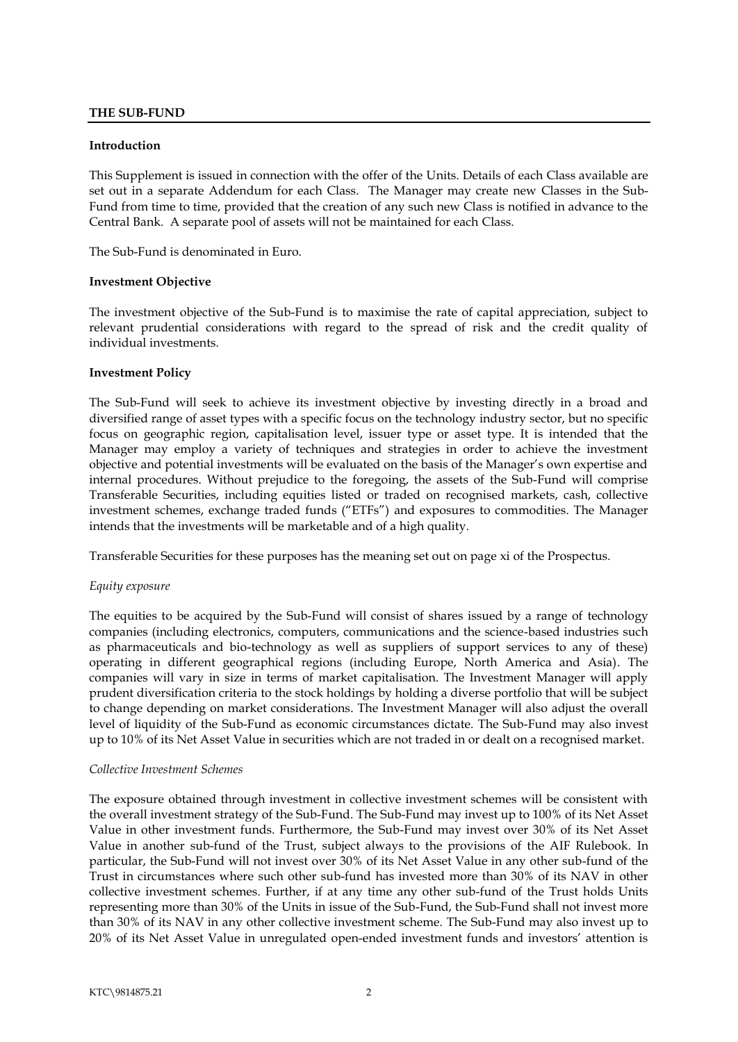## THE SUB-FUND

**Introduction**

This Supplement is issued in connection with the offer of the Units. Details of each Class available are set out in a separate Addendum for each Class. The Manager may create new Classes in the Sub-Fund from time to time, provided that the creation of any such new Class is notified in advance to the Central Bank. A separate pool of assets will not be maintained for each Class.

The Sub-Fund is denominated in Euro.

**Investment Objective**

The investment objective of the Sub-Fund is to maximise the rate of capital appreciation, subject to relevant prudential considerations with regard to the spread of risk and the credit quality of individual investments.

**Investment Policy**

The Sub-Fund will seek to achieve its investment objective by investing directly in a broad and diversified range of asset types with a specific focus on the technology industry sector, but no specific focus on geographic region, capitalisation level, issuer type or asset type. It is intended that the Manager may employ a variety of techniques and strategies in order to achieve the investment objective and potential investments will be evaluated on the basis of the Manager's own expertise and internal procedures. Without prejudice to the foregoing, the assets of the Sub-Fund will comprise Transferable Securities, including equities listed or traded on recognised markets, cash, collective investment schemes, exchange traded funds ("ETFs") and exposures to commodities. The Manager intends that the investments will be marketable and of a high quality.

Transferable Securities for these purposes has the meaning set out on page xi of the Prospectus.

*Equity exposure*

The equities to be acquired by the Sub-Fund will consist of shares issued by a range of technology companies (including electronics, computers, communications and the science-based industries such as pharmaceuticals and bio-technology as well as suppliers of support services to any of these) operating in different geographical regions (including Europe, North America and Asia). The companies will vary in size in terms of market capitalisation. The Investment Manager will apply prudent diversification criteria to the stock holdings by holding a diverse portfolio that will be subject to change depending on market considerations. The Investment Manager will also adjust the overall level of liquidity of the Sub-Fund as economic circumstances dictate. The Sub-Fund may also invest up to 10% of its Net Asset Value in securities which are not traded in or dealt on a recognised market.

*Collective Investment Schemes*

The exposure obtained through investment in collective investment schemes will be consistent with the overall investment strategy of the Sub-Fund. The Sub-Fund may invest up to 100% of its Net Asset Value in other investment funds. Furthermore, the Sub-Fund may invest over 30% of its Net Asset Value in another sub-fund of the Trust, subject always to the provisions of the AIF Rulebook. In particular, the Sub-Fund will not invest over 30% of its Net Asset Value in any other sub-fund of the Trust in circumstances where such other sub-fund has invested more than 30% of its NAV in other collective investment schemes. Further, if at any time any other sub-fund of the Trust holds Units representing more than 30% of the Units in issue of the Sub-Fund, the Sub-Fund shall not invest more than 30% of its NAV in any other collective investment scheme. The Sub-Fund may also invest up to 20% of its Net Asset Value in unregulated open-ended investment funds and investors' attention is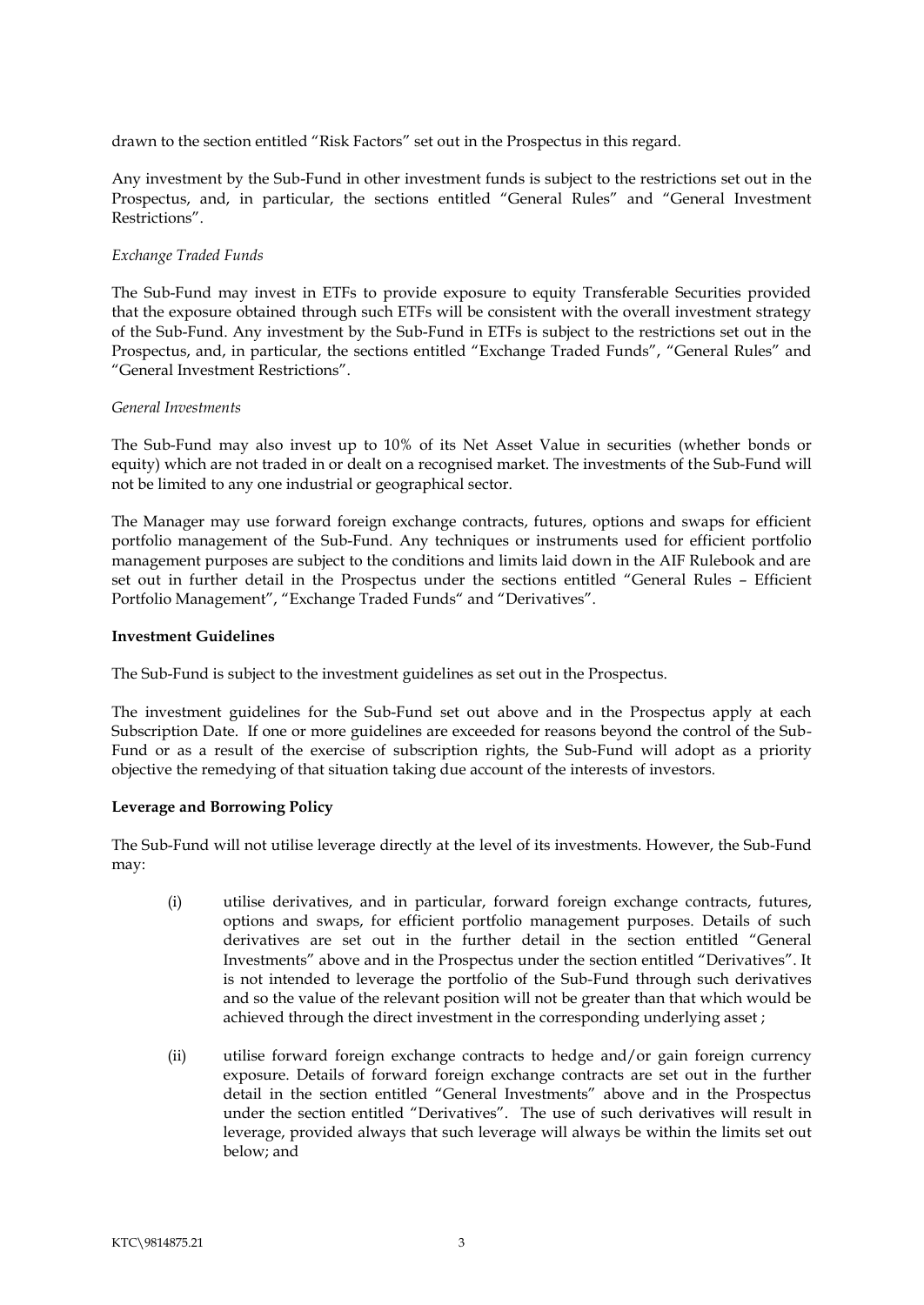drawn to the section entitled "Risk Factors" set out in the Prospectus in this regard.

Any investment by the Sub-Fund in other investment funds is subject to the restrictions set out in the Prospectus, and, in particular, the sections entitled "General Rules" and "General Investment Restrictions".

*Exchange Traded Funds*

The Sub-Fund may invest in ETFs to provide exposure to equity Transferable Securities provided that the exposure obtained through such ETFs will be consistent with the overall investment strategy of the Sub-Fund. Any investment by the Sub-Fund in ETFs is subject to the restrictions set out in the Prospectus, and, in particular, the sections entitled "Exchange Traded Funds", "General Rules" and "General Investment Restrictions".

*General Investments*

The Sub-Fund may also invest up to 10% of its Net Asset Value in securities (whether bonds or equity) which are not traded in or dealt on a recognised market. The investments of the Sub-Fund will not be limited to any one industrial or geographical sector.

The Manager may use forward foreign exchange contracts, futures, options and swaps for efficient portfolio management of the Sub-Fund. Any techniques or instruments used for efficient portfolio management purposes are subject to the conditions and limits laid down in the AIF Rulebook and are set out in further detail in the Prospectus under the sections entitled "General Rules – Efficient Portfolio Management", "Exchange Traded Funds" and "Derivatives".

**Investment Guidelines**

The Sub-Fund is subject to the investment guidelines as set out in the Prospectus.

The investment guidelines for the Sub-Fund set out above and in the Prospectus apply at each Subscription Date. If one or more guidelines are exceeded for reasons beyond the control of the Sub-Fund or as a result of the exercise of subscription rights, the Sub-Fund will adopt as a priority objective the remedying of that situation taking due account of the interests of investors.

**Leverage and Borrowing Policy**

The Sub-Fund will not utilise leverage directly at the level of its investments. However, the Sub-Fund may:

(i) utilise derivatives, and in particular, forward foreign exchange contracts, futures, options and swaps, for efficient portfolio management purposes. Details of such derivatives are set out in the further detail in the section entitled "General Investments" above and in the Prospectus under the section entitled "Derivatives". It is not intended to leverage the portfolio of the Sub-Fund through such derivatives and so the value of the relevant position will not be greater than that which would be achieved through the direct investment in the corresponding underlying asset ;

(ii) utilise forward foreign exchange contracts to hedge and/or gain foreign currency exposure. Details of forward foreign exchange contracts are set out in the further detail in the section entitled "General Investments" above and in the Prospectus under the section entitled "Derivatives". The use of such derivatives will result in leverage, provided always that such leverage will always be within the limits set out below; and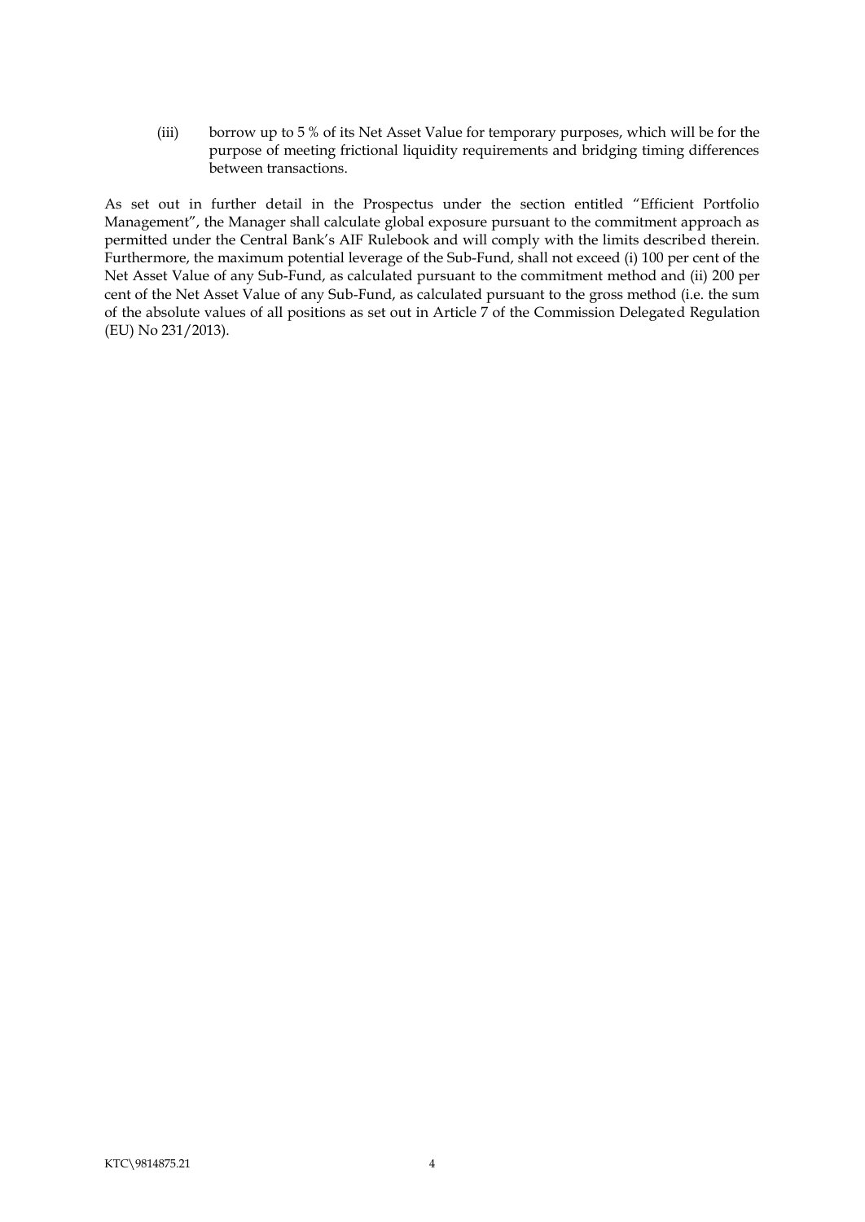(iii) borrow up to 5 % of its Net Asset Value for temporary purposes, which will be for the purpose of meeting frictional liquidity requirements and bridging timing differences between transactions.

As set out in further detail in the Prospectus under the section entitled "Efficient Portfolio Management", the Manager shall calculate global exposure pursuant to the commitment approach as permitted under the Central Bank's AIF Rulebook and will comply with the limits described therein. Furthermore, the maximum potential leverage of the Sub-Fund, shall not exceed (i) 100 per cent of the Net Asset Value of any Sub-Fund, as calculated pursuant to the commitment method and (ii) 200 per cent of the Net Asset Value of any Sub-Fund, as calculated pursuant to the gross method (i.e. the sum of the absolute values of all positions as set out in Article 7 of the Commission Delegated Regulation (EU) No 231/2013).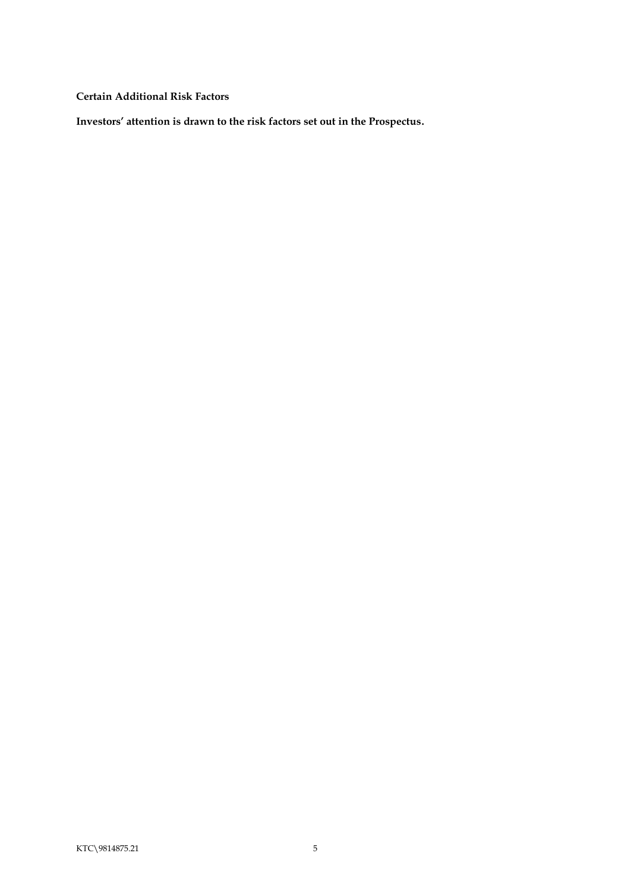**Certain Additional Risk Factors**

**Investors' attention is drawn to the risk factors set out in the Prospectus.**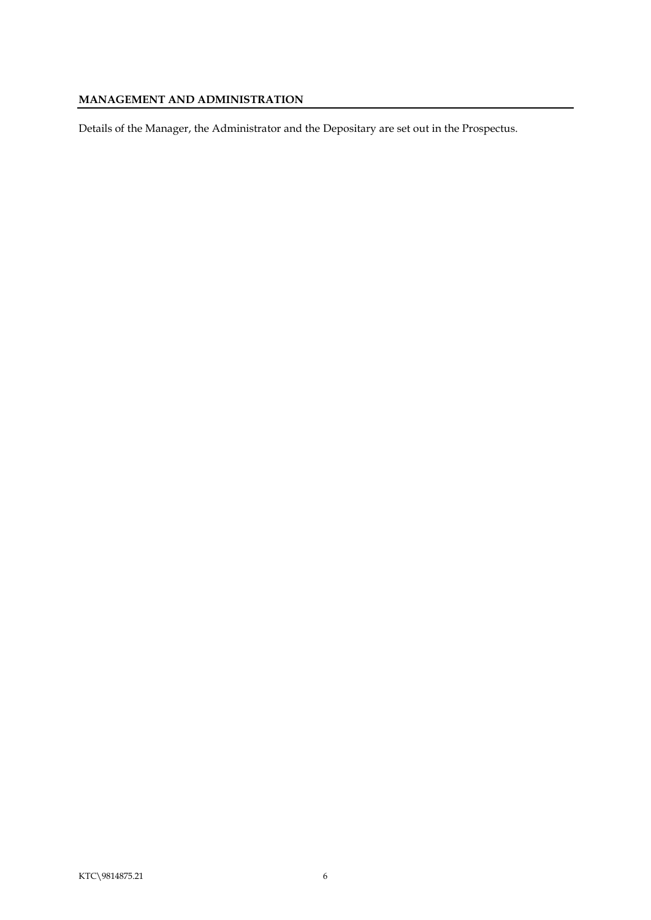## MANAGEMENT AND ADMINISTRATION

Details of the Manager, the Administrator and the Depositary are set out in the Prospectus.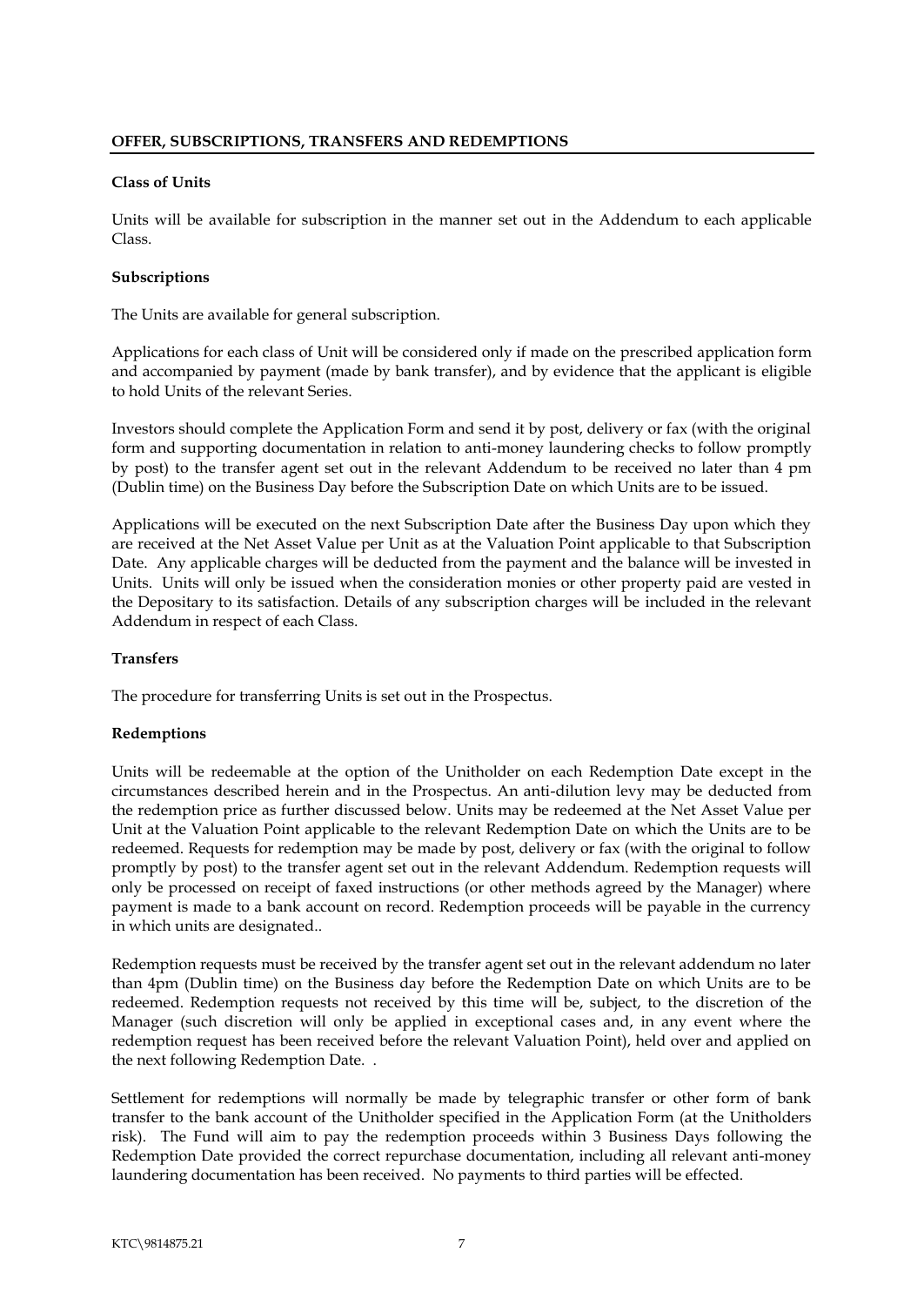## OFFER, SUBSCRIPTIONS, TRANSFERS AND REDEMPTIONS

### Class of Units

Units will be available for subscription in the manner set out in the Addendum to each applicable Class.

### Subscriptions

The Units are available for general subscription.

Applications for each class of Unit will be considered only if made on the prescribed application form and accompanied by payment (made by bank transfer), and by evidence that the applicant is eligible to hold Units of the relevant Series.

Investors should complete the Application Form and send it by post, delivery or fax (with the original form and supporting documentation in relation to anti-money laundering checks to follow promptly by post) to the transfer agent set out in the relevant Addendum to be received no later than 4 pm (Dublin time) on the Business Day before the Subscription Date on which Units are to be issued.

Applications will be executed on the next Subscription Date after the Business Day upon which they are received at the Net Asset Value per Unit as at the Valuation Point applicable to that Subscription Date. Any applicable charges will be deducted from the payment and the balance will be invested in Units. Units will only be issued when the consideration monies or other property paid are vested in the Depositary to its satisfaction. Details of any subscription charges will be included in the relevant Addendum in respect of each Class.

### Transfers

The procedure for transferring Units is set out in the Prospectus.

### Redemptions

Units will be redeemable at the option of the Unitholder on each Redemption Date except in the circumstances described herein and in the Prospectus. An anti-dilution levy may be deducted from the redemption price as further discussed below. Units may be redeemed at the Net Asset Value per Unit at the Valuation Point applicable to the relevant Redemption Date on which the Units are to be redeemed. Requests for redemption may be made by post, delivery or fax (with the original to follow promptly by post) to the transfer agent set out in the relevant Addendum. Redemption requests will only be processed on receipt of faxed instructions (or other methods agreed by the Manager) where payment is made to a bank account on record. Redemption proceeds will be payable in the currency in which units are designated..

Redemption requests must be received by the transfer agent set out in the relevant addendum no later than 4pm (Dublin time) on the Business day before the Redemption Date on which Units are to be redeemed. Redemption requests not received by this time will be, subject, to the discretion of the Manager (such discretion will only be applied in exceptional cases and, in any event where the redemption request has been received before the relevant Valuation Point), held over and applied on the next following Redemption Date. .

Settlement for redemptions will normally be made by telegraphic transfer or other form of bank transfer to the bank account of the Unitholder specified in the Application Form (at the Unitholders risk). The Fund will aim to pay the redemption proceeds within 3 Business Days following the Redemption Date provided the correct repurchase documentation, including all relevant anti-money laundering documentation has been received. No payments to third parties will be effected.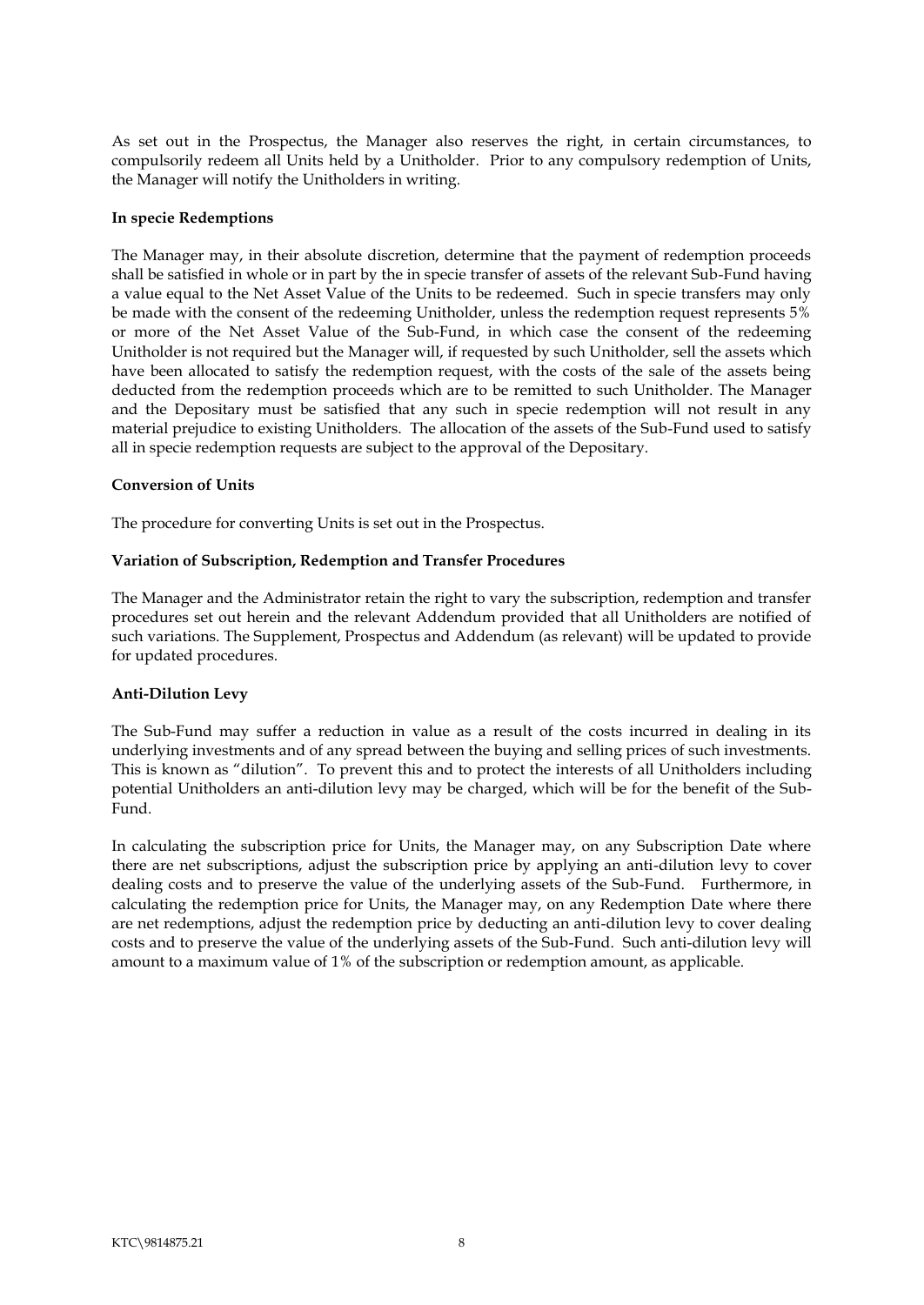As set out in the Prospectus, the Manager also reserves the right, in certain circumstances, to compulsorily redeem all Units held by a Unitholder. Prior to any compulsory redemption of Units, the Manager will notify the Unitholders in writing.

**In specie Redemptions**

The Manager may, in their absolute discretion, determine that the payment of redemption proceeds shall be satisfied in whole or in part by the in specie transfer of assets of the relevant Sub-Fund having a value equal to the Net Asset Value of the Units to be redeemed. Such in specie transfers may only be made with the consent of the redeeming Unitholder, unless the redemption request represents 5% or more of the Net Asset Value of the Sub-Fund, in which case the consent of the redeeming Unitholder is not required but the Manager will, if requested by such Unitholder, sell the assets which have been allocated to satisfy the redemption request, with the costs of the sale of the assets being deducted from the redemption proceeds which are to be remitted to such Unitholder. The Manager and the Depositary must be satisfied that any such in specie redemption will not result in any material prejudice to existing Unitholders. The allocation of the assets of the Sub-Fund used to satisfy all in specie redemption requests are subject to the approval of the Depositary.

**Conversion of Units**

The procedure for converting Units is set out in the Prospectus.

**Variation of Subscription, Redemption and Transfer Procedures**

The Manager and the Administrator retain the right to vary the subscription, redemption and transfer procedures set out herein and the relevant Addendum provided that all Unitholders are notified of such variations. The Supplement, Prospectus and Addendum (as relevant) will be updated to provide for updated procedures.

**Anti-Dilution Levy**

The Sub-Fund may suffer a reduction in value as a result of the costs incurred in dealing in its underlying investments and of any spread between the buying and selling prices of such investments. This is known as "dilution". To prevent this and to protect the interests of all Unitholders including potential Unitholders an anti-dilution levy may be charged, which will be for the benefit of the Sub-Fund.

In calculating the subscription price for Units, the Manager may, on any Subscription Date where there are net subscriptions, adjust the subscription price by applying an anti-dilution levy to cover dealing costs and to preserve the value of the underlying assets of the Sub-Fund. Furthermore, in calculating the redemption price for Units, the Manager may, on any Redemption Date where there are net redemptions, adjust the redemption price by deducting an anti-dilution levy to cover dealing costs and to preserve the value of the underlying assets of the Sub-Fund. Such anti-dilution levy will amount to a maximum value of 1% of the subscription or redemption amount, as applicable.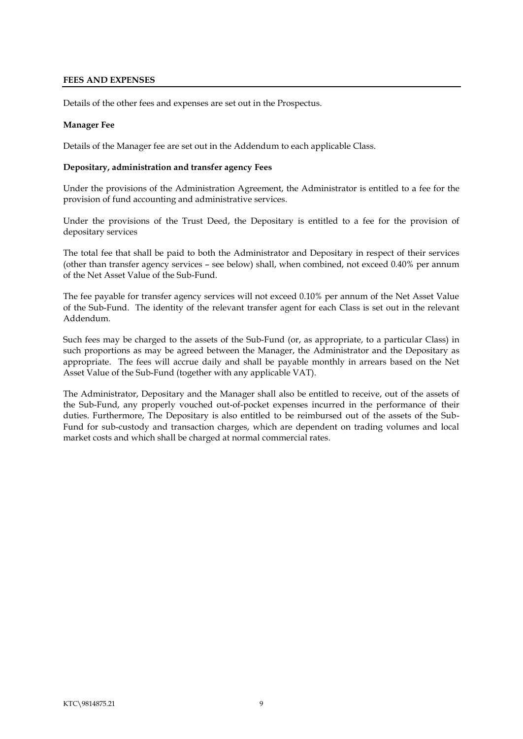## FEES AND EXPENSES

Details of the other fees and expenses are set out in the Prospectus.

**Manager Fee**

Details of the Manager fee are set out in the Addendum to each applicable Class.

**Depositary, administration and transfer agency Fees**

Under the provisions of the Administration Agreement, the Administrator is entitled to a fee for the provision of fund accounting and administrative services.

Under the provisions of the Trust Deed, the Depositary is entitled to a fee for the provision of depositary services

The total fee that shall be paid to both the Administrator and Depositary in respect of their services (other than transfer agency services – see below) shall, when combined, not exceed 0.40% per annum of the Net Asset Value of the Sub-Fund.

The fee payable for transfer agency services will not exceed 0.10% per annum of the Net Asset Value of the Sub-Fund. The identity of the relevant transfer agent for each Class is set out in the relevant Addendum.

Such fees may be charged to the assets of the Sub-Fund (or, as appropriate, to a particular Class) in such proportions as may be agreed between the Manager, the Administrator and the Depositary as appropriate. The fees will accrue daily and shall be payable monthly in arrears based on the Net Asset Value of the Sub-Fund (together with any applicable VAT).

The Administrator, Depositary and the Manager shall also be entitled to receive, out of the assets of the Sub-Fund, any properly vouched out-of-pocket expenses incurred in the performance of their duties. Furthermore, The Depositary is also entitled to be reimbursed out of the assets of the Sub-Fund for sub-custody and transaction charges, which are dependent on trading volumes and local market costs and which shall be charged at normal commercial rates.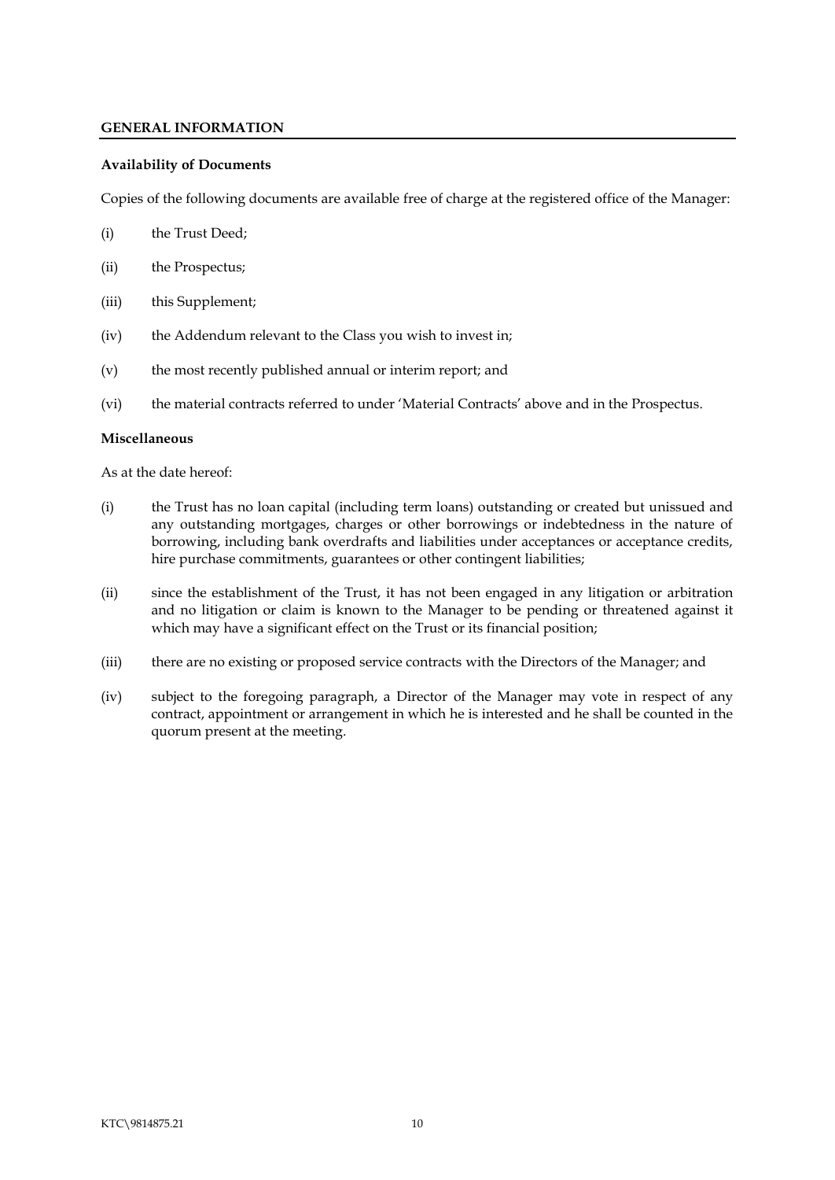## GENERAL INFORMATION

### Availability of Documents

Copies of the following documents are available free of charge at the registered office of the Manager:

(i) the Trust Deed;

(ii) the Prospectus;

(iii) this Supplement;

(iv) the Addendum relevant to the Class you wish to invest in;

(v) the most recently published annual or interim report; and

(vi) the material contracts referred to under 'Material Contracts' above and in the Prospectus.

### Miscellaneous

As at the date hereof:

(i) the Trust has no loan capital (including term loans) outstanding or created but unissued and any outstanding mortgages, charges or other borrowings or indebtedness in the nature of borrowing, including bank overdrafts and liabilities under acceptances or acceptance credits, hire purchase commitments, guarantees or other contingent liabilities;

(ii) since the establishment of the Trust, it has not been engaged in any litigation or arbitration and no litigation or claim is known to the Manager to be pending or threatened against it which may have a significant effect on the Trust or its financial position;

(iii) there are no existing or proposed service contracts with the Directors of the Manager; and

(iv) subject to the foregoing paragraph, a Director of the Manager may vote in respect of any contract, appointment or arrangement in which he is interested and he shall be counted in the quorum present at the meeting.